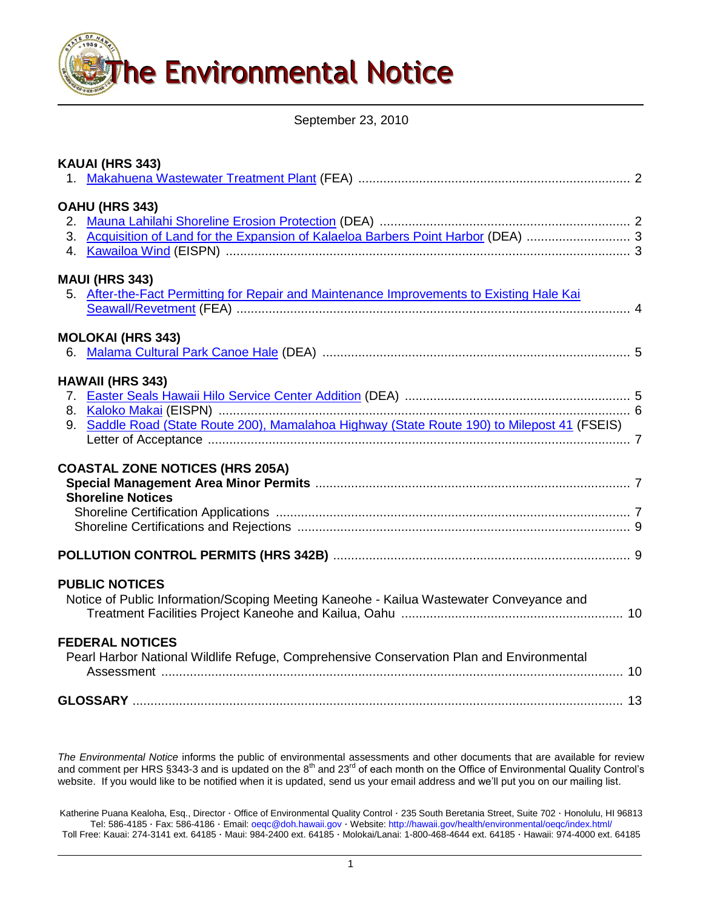# The Environmental Notice

September 23, 2010

**KAUAI (HRS 343)**

1. Makahuena Wastewater Treatment Plant (FEA) .......... 2

**OAHU (HRS 343)**

2. Mauna Lahilahi Shoreline Erosion Protection (DEA) .......... 2
3. Acquisition of Land for the Expansion of Kalaeloa Barbers Point Harbor (DEA) .......... 3
4. Kawailoa Wind (EISPN) .......... 3

**MAUI (HRS 343)**

5. After-the-Fact Permitting for Repair and Maintenance Improvements to Existing Hale Kai Seawall/Revetment (FEA) .......... 4

**MOLOKAI (HRS 343)**

6. Malama Cultural Park Canoe Hale (DEA) .......... 5

**HAWAII (HRS 343)**

7. Easter Seals Hawaii Hilo Service Center Addition (DEA) .......... 5
8. Kaloko Makai (EISPN) .......... 6
9. Saddle Road (State Route 200), Mamalahoa Highway (State Route 190) to Milepost 41 (FSEIS) Letter of Acceptance .......... 7

**COASTAL ZONE NOTICES (HRS 205A)**

**Special Management Area Minor Permits** .......... 7

**Shoreline Notices**

Shoreline Certification Applications .......... 7

Shoreline Certifications and Rejections .......... 9

**POLLUTION CONTROL PERMITS (HRS 342B)** .......... 9

**PUBLIC NOTICES**

Notice of Public Information/Scoping Meeting Kaneohe - Kailua Wastewater Conveyance and Treatment Facilities Project Kaneohe and Kailua, Oahu .......... 10

**FEDERAL NOTICES**

Pearl Harbor National Wildlife Refuge, Comprehensive Conservation Plan and Environmental Assessment .......... 10

**GLOSSARY** .......... 13

*The Environmental Notice* informs the public of environmental assessments and other documents that are available for review and comment per HRS §343-3 and is updated on the 8th and 23rd of each month on the Office of Environmental Quality Control's website. If you would like to be notified when it is updated, send us your email address and we'll put you on our mailing list.

Katherine Puana Kealoha, Esq., Director · Office of Environmental Quality Control · 235 South Beretania Street, Suite 702 · Honolulu, HI 96813
Tel: 586-4185 · Fax: 586-4186 · Email: oeqc@doh.hawaii.gov · Website: http://hawaii.gov/health/environmental/oeqc/index.html/
Toll Free: Kauai: 274-3141 ext. 64185 · Maui: 984-2400 ext. 64185 · Molokai/Lanai: 1-800-468-4644 ext. 64185 · Hawaii: 974-4000 ext. 64185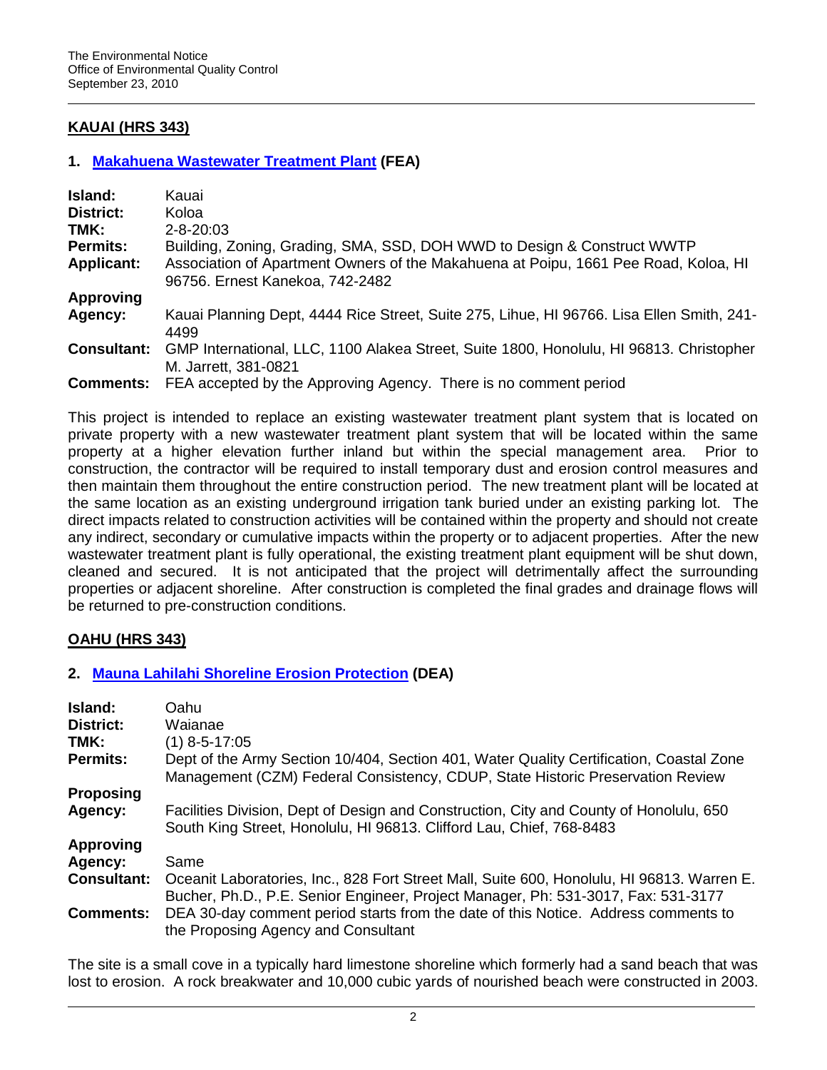## KAUAI (HRS 343)

### 1. Makahuena Wastewater Treatment Plant (FEA)

| | |
|---|---|
| **Island:** | Kauai |
| **District:** | Koloa |
| **TMK:** | 2-8-20:03 |
| **Permits:** | Building, Zoning, Grading, SMA, SSD, DOH WWD to Design & Construct WWTP |
| **Applicant:** | Association of Apartment Owners of the Makahuena at Poipu, 1661 Pee Road, Koloa, HI 96756. Ernest Kanekoa, 742-2482 |
| **Approving Agency:** | Kauai Planning Dept, 4444 Rice Street, Suite 275, Lihue, HI 96766. Lisa Ellen Smith, 241-4499 |
| **Consultant:** | GMP International, LLC, 1100 Alakea Street, Suite 1800, Honolulu, HI 96813. Christopher M. Jarrett, 381-0821 |
| **Comments:** | FEA accepted by the Approving Agency. There is no comment period |

This project is intended to replace an existing wastewater treatment plant system that is located on private property with a new wastewater treatment plant system that will be located within the same property at a higher elevation further inland but within the special management area. Prior to construction, the contractor will be required to install temporary dust and erosion control measures and then maintain them throughout the entire construction period. The new treatment plant will be located at the same location as an existing underground irrigation tank buried under an existing parking lot. The direct impacts related to construction activities will be contained within the property and should not create any indirect, secondary or cumulative impacts within the property or to adjacent properties. After the new wastewater treatment plant is fully operational, the existing treatment plant equipment will be shut down, cleaned and secured. It is not anticipated that the project will detrimentally affect the surrounding properties or adjacent shoreline. After construction is completed the final grades and drainage flows will be returned to pre-construction conditions.

## OAHU (HRS 343)

### 2. Mauna Lahilahi Shoreline Erosion Protection (DEA)

| | |
|---|---|
| **Island:** | Oahu |
| **District:** | Waianae |
| **TMK:** | (1) 8-5-17:05 |
| **Permits:** | Dept of the Army Section 10/404, Section 401, Water Quality Certification, Coastal Zone Management (CZM) Federal Consistency, CDUP, State Historic Preservation Review |
| **Proposing Agency:** | Facilities Division, Dept of Design and Construction, City and County of Honolulu, 650 South King Street, Honolulu, HI 96813. Clifford Lau, Chief, 768-8483 |
| **Approving Agency:** | Same |
| **Consultant:** | Oceanit Laboratories, Inc., 828 Fort Street Mall, Suite 600, Honolulu, HI 96813. Warren E. Bucher, Ph.D., P.E. Senior Engineer, Project Manager, Ph: 531-3017, Fax: 531-3177 |
| **Comments:** | DEA 30-day comment period starts from the date of this Notice. Address comments to the Proposing Agency and Consultant |

The site is a small cove in a typically hard limestone shoreline which formerly had a sand beach that was lost to erosion. A rock breakwater and 10,000 cubic yards of nourished beach were constructed in 2003.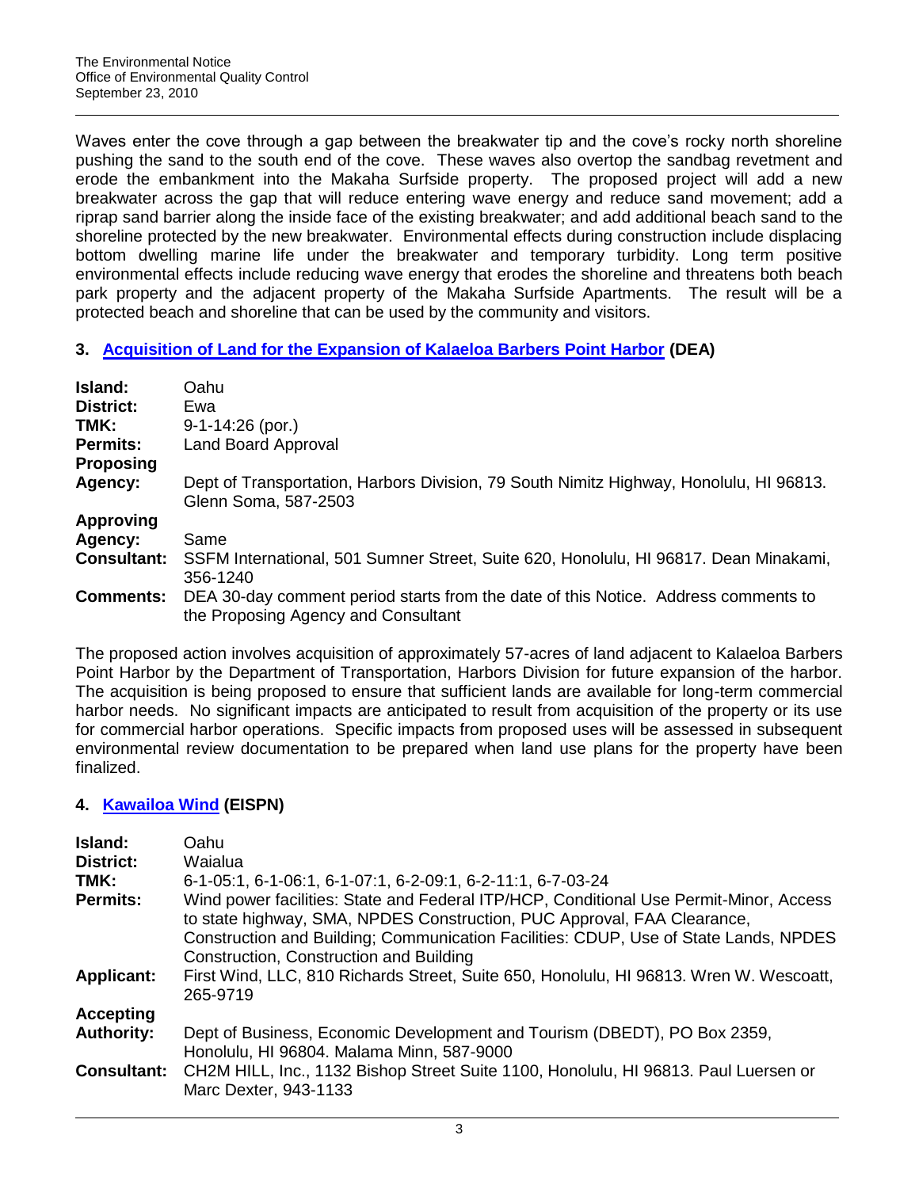Waves enter the cove through a gap between the breakwater tip and the cove's rocky north shoreline pushing the sand to the south end of the cove. These waves also overtop the sandbag revetment and erode the embankment into the Makaha Surfside property. The proposed project will add a new breakwater across the gap that will reduce entering wave energy and reduce sand movement; add a riprap sand barrier along the inside face of the existing breakwater; and add additional beach sand to the shoreline protected by the new breakwater. Environmental effects during construction include displacing bottom dwelling marine life under the breakwater and temporary turbidity. Long term positive environmental effects include reducing wave energy that erodes the shoreline and threatens both beach park property and the adjacent property of the Makaha Surfside Apartments. The result will be a protected beach and shoreline that can be used by the community and visitors.

### 3. Acquisition of Land for the Expansion of Kalaeloa Barbers Point Harbor (DEA)

| | |
|---|---|
| **Island:** | Oahu |
| **District:** | Ewa |
| **TMK:** | 9-1-14:26 (por.) |
| **Permits:** | Land Board Approval |
| **Proposing Agency:** | Dept of Transportation, Harbors Division, 79 South Nimitz Highway, Honolulu, HI 96813. Glenn Soma, 587-2503 |
| **Approving Agency:** | Same |
| **Consultant:** | SSFM International, 501 Sumner Street, Suite 620, Honolulu, HI 96817. Dean Minakami, 356-1240 |
| **Comments:** | DEA 30-day comment period starts from the date of this Notice. Address comments to the Proposing Agency and Consultant |

The proposed action involves acquisition of approximately 57-acres of land adjacent to Kalaeloa Barbers Point Harbor by the Department of Transportation, Harbors Division for future expansion of the harbor. The acquisition is being proposed to ensure that sufficient lands are available for long-term commercial harbor needs. No significant impacts are anticipated to result from acquisition of the property or its use for commercial harbor operations. Specific impacts from proposed uses will be assessed in subsequent environmental review documentation to be prepared when land use plans for the property have been finalized.

### 4. Kawailoa Wind (EISPN)

| | |
|---|---|
| **Island:** | Oahu |
| **District:** | Waialua |
| **TMK:** | 6-1-05:1, 6-1-06:1, 6-1-07:1, 6-2-09:1, 6-2-11:1, 6-7-03-24 |
| **Permits:** | Wind power facilities: State and Federal ITP/HCP, Conditional Use Permit-Minor, Access to state highway, SMA, NPDES Construction, PUC Approval, FAA Clearance, Construction and Building; Communication Facilities: CDUP, Use of State Lands, NPDES Construction, Construction and Building |
| **Applicant:** | First Wind, LLC, 810 Richards Street, Suite 650, Honolulu, HI 96813. Wren W. Wescoatt, 265-9719 |
| **Accepting Authority:** | Dept of Business, Economic Development and Tourism (DBEDT), PO Box 2359, Honolulu, HI 96804. Malama Minn, 587-9000 |
| **Consultant:** | CH2M HILL, Inc., 1132 Bishop Street Suite 1100, Honolulu, HI 96813. Paul Luersen or Marc Dexter, 943-1133 |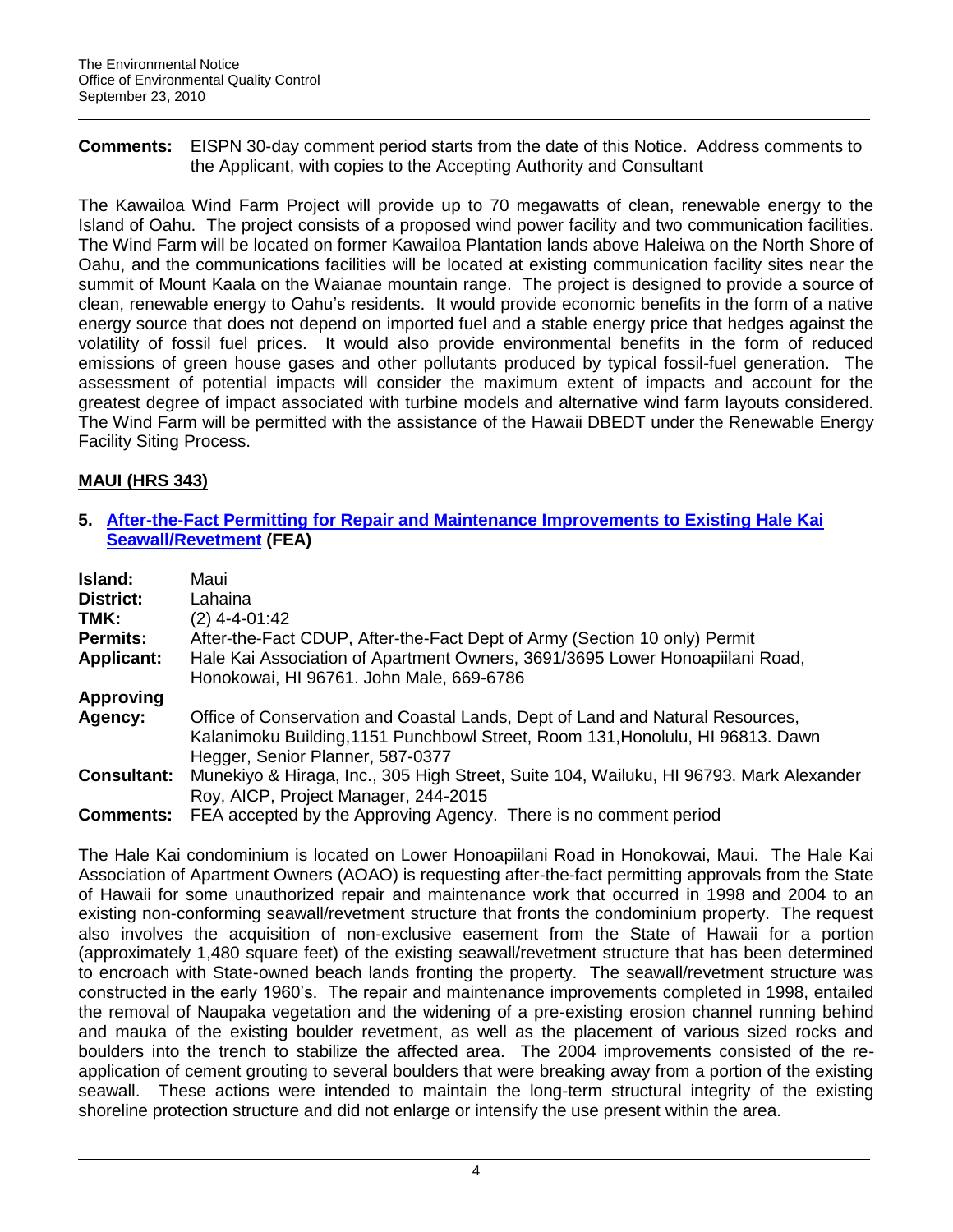**Comments:** EISPN 30-day comment period starts from the date of this Notice. Address comments to the Applicant, with copies to the Accepting Authority and Consultant

The Kawailoa Wind Farm Project will provide up to 70 megawatts of clean, renewable energy to the Island of Oahu. The project consists of a proposed wind power facility and two communication facilities. The Wind Farm will be located on former Kawailoa Plantation lands above Haleiwa on the North Shore of Oahu, and the communications facilities will be located at existing communication facility sites near the summit of Mount Kaala on the Waianae mountain range. The project is designed to provide a source of clean, renewable energy to Oahu's residents. It would provide economic benefits in the form of a native energy source that does not depend on imported fuel and a stable energy price that hedges against the volatility of fossil fuel prices. It would also provide environmental benefits in the form of reduced emissions of green house gases and other pollutants produced by typical fossil-fuel generation. The assessment of potential impacts will consider the maximum extent of impacts and account for the greatest degree of impact associated with turbine models and alternative wind farm layouts considered. The Wind Farm will be permitted with the assistance of the Hawaii DBEDT under the Renewable Energy Facility Siting Process.

## MAUI (HRS 343)

### 5. After-the-Fact Permitting for Repair and Maintenance Improvements to Existing Hale Kai Seawall/Revetment (FEA)

**Island:** Maui
**District:** Lahaina
**TMK:** (2) 4-4-01:42
**Permits:** After-the-Fact CDUP, After-the-Fact Dept of Army (Section 10 only) Permit
**Applicant:** Hale Kai Association of Apartment Owners, 3691/3695 Lower Honoapiilani Road, Honokowai, HI 96761. John Male, 669-6786
**Approving Agency:** Office of Conservation and Coastal Lands, Dept of Land and Natural Resources, Kalanimoku Building,1151 Punchbowl Street, Room 131,Honolulu, HI 96813. Dawn Hegger, Senior Planner, 587-0377
**Consultant:** Munekiyo & Hiraga, Inc., 305 High Street, Suite 104, Wailuku, HI 96793. Mark Alexander Roy, AICP, Project Manager, 244-2015
**Comments:** FEA accepted by the Approving Agency. There is no comment period

The Hale Kai condominium is located on Lower Honoapiilani Road in Honokowai, Maui. The Hale Kai Association of Apartment Owners (AOAO) is requesting after-the-fact permitting approvals from the State of Hawaii for some unauthorized repair and maintenance work that occurred in 1998 and 2004 to an existing non-conforming seawall/revetment structure that fronts the condominium property. The request also involves the acquisition of non-exclusive easement from the State of Hawaii for a portion (approximately 1,480 square feet) of the existing seawall/revetment structure that has been determined to encroach with State-owned beach lands fronting the property. The seawall/revetment structure was constructed in the early 1960's. The repair and maintenance improvements completed in 1998, entailed the removal of Naupaka vegetation and the widening of a pre-existing erosion channel running behind and mauka of the existing boulder revetment, as well as the placement of various sized rocks and boulders into the trench to stabilize the affected area. The 2004 improvements consisted of the re-application of cement grouting to several boulders that were breaking away from a portion of the existing seawall. These actions were intended to maintain the long-term structural integrity of the existing shoreline protection structure and did not enlarge or intensify the use present within the area.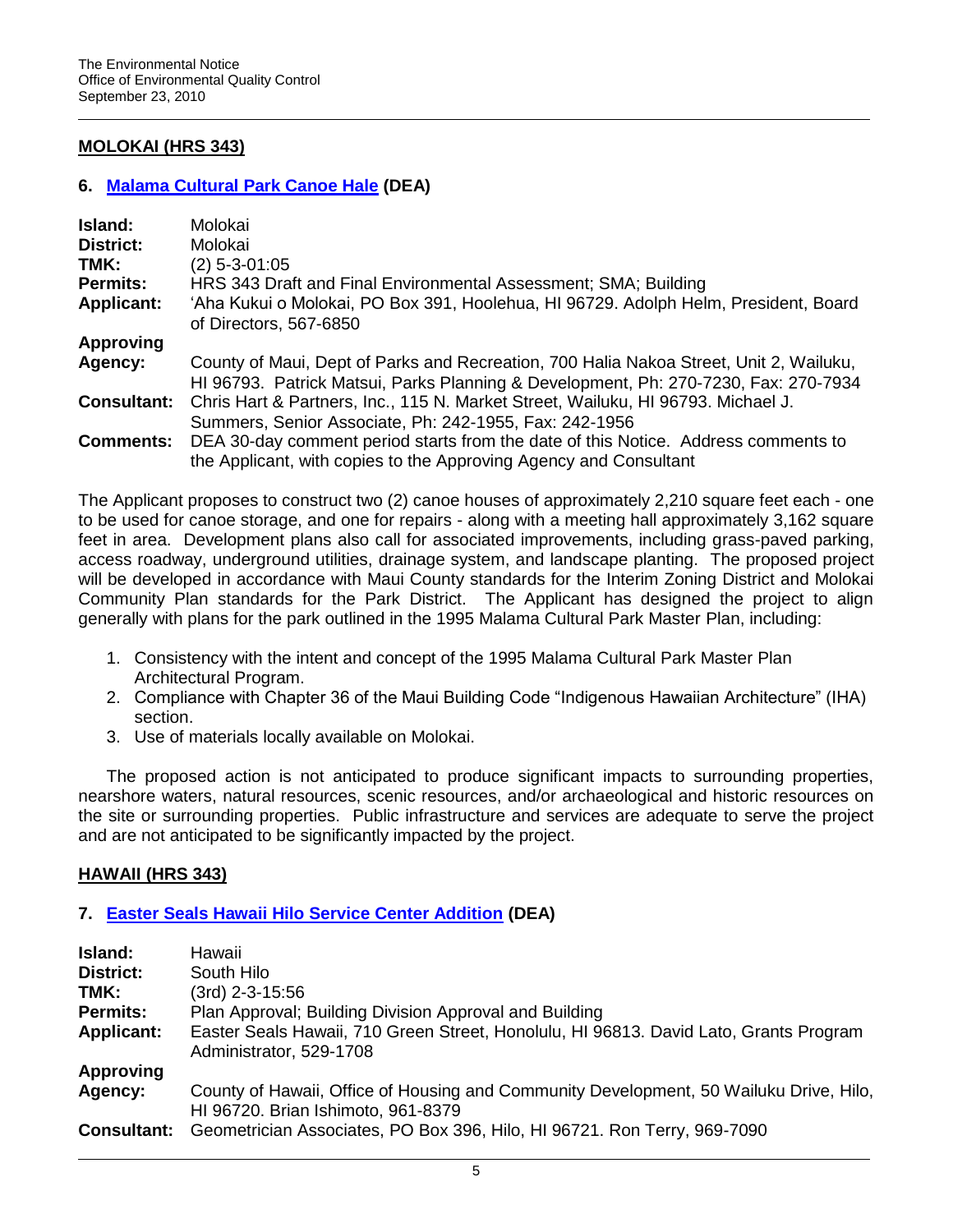**MOLOKAI (HRS 343)**

### 6. Malama Cultural Park Canoe Hale (DEA)

| | |
|---|---|
| **Island:** | Molokai |
| **District:** | Molokai |
| **TMK:** | (2) 5-3-01:05 |
| **Permits:** | HRS 343 Draft and Final Environmental Assessment; SMA; Building |
| **Applicant:** | 'Aha Kukui o Molokai, PO Box 391, Hoolehua, HI 96729. Adolph Helm, President, Board of Directors, 567-6850 |
| **Approving Agency:** | County of Maui, Dept of Parks and Recreation, 700 Halia Nakoa Street, Unit 2, Wailuku, HI 96793. Patrick Matsui, Parks Planning & Development, Ph: 270-7230, Fax: 270-7934 |
| **Consultant:** | Chris Hart & Partners, Inc., 115 N. Market Street, Wailuku, HI 96793. Michael J. Summers, Senior Associate, Ph: 242-1955, Fax: 242-1956 |
| **Comments:** | DEA 30-day comment period starts from the date of this Notice. Address comments to the Applicant, with copies to the Approving Agency and Consultant |

The Applicant proposes to construct two (2) canoe houses of approximately 2,210 square feet each - one to be used for canoe storage, and one for repairs - along with a meeting hall approximately 3,162 square feet in area. Development plans also call for associated improvements, including grass-paved parking, access roadway, underground utilities, drainage system, and landscape planting. The proposed project will be developed in accordance with Maui County standards for the Interim Zoning District and Molokai Community Plan standards for the Park District. The Applicant has designed the project to align generally with plans for the park outlined in the 1995 Malama Cultural Park Master Plan, including:

1. Consistency with the intent and concept of the 1995 Malama Cultural Park Master Plan Architectural Program.
2. Compliance with Chapter 36 of the Maui Building Code "Indigenous Hawaiian Architecture" (IHA) section.
3. Use of materials locally available on Molokai.

The proposed action is not anticipated to produce significant impacts to surrounding properties, nearshore waters, natural resources, scenic resources, and/or archaeological and historic resources on the site or surrounding properties. Public infrastructure and services are adequate to serve the project and are not anticipated to be significantly impacted by the project.

**HAWAII (HRS 343)**

### 7. Easter Seals Hawaii Hilo Service Center Addition (DEA)

| | |
|---|---|
| **Island:** | Hawaii |
| **District:** | South Hilo |
| **TMK:** | (3rd) 2-3-15:56 |
| **Permits:** | Plan Approval; Building Division Approval and Building |
| **Applicant:** | Easter Seals Hawaii, 710 Green Street, Honolulu, HI 96813. David Lato, Grants Program Administrator, 529-1708 |
| **Approving Agency:** | County of Hawaii, Office of Housing and Community Development, 50 Wailuku Drive, Hilo, HI 96720. Brian Ishimoto, 961-8379 |
| **Consultant:** | Geometrician Associates, PO Box 396, Hilo, HI 96721. Ron Terry, 969-7090 |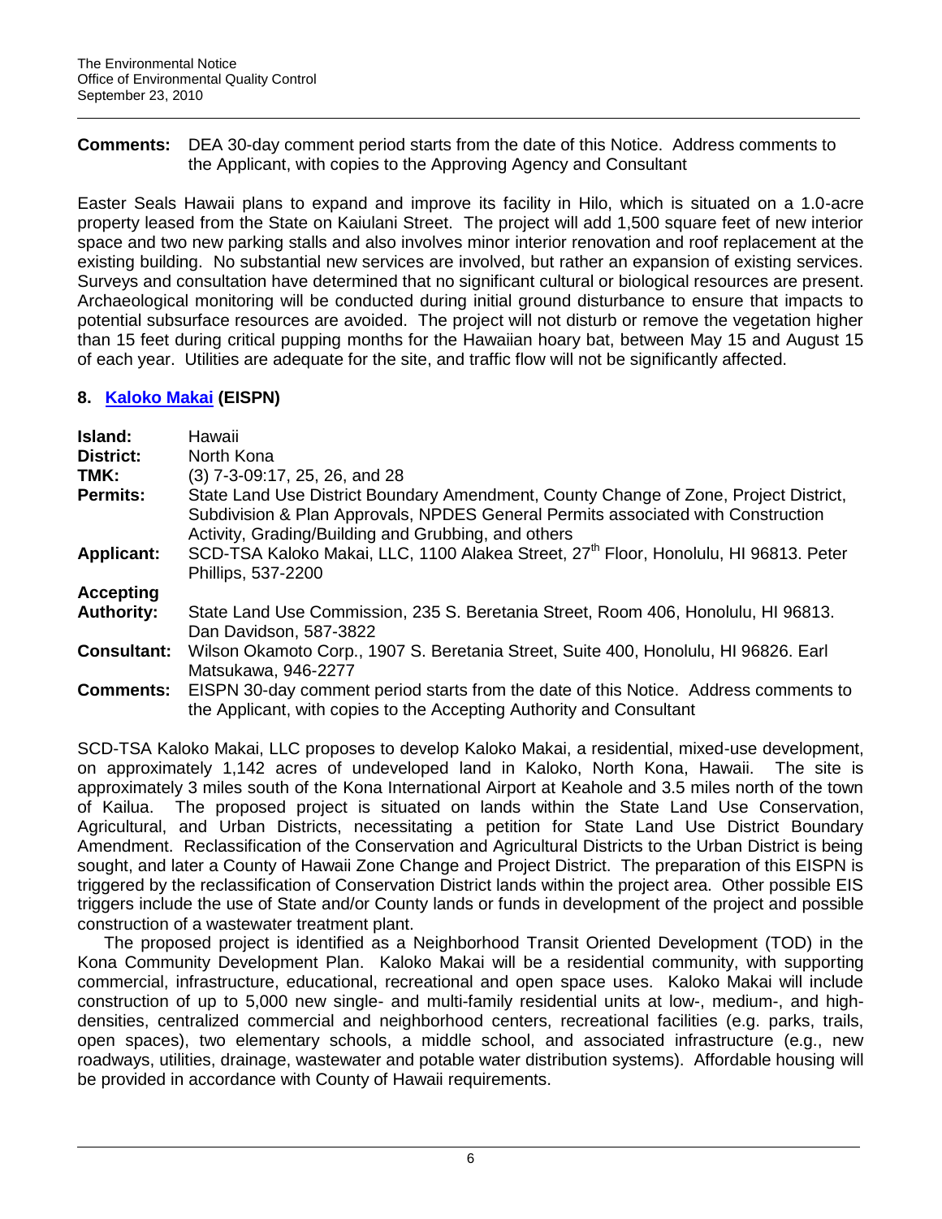**Comments:** DEA 30-day comment period starts from the date of this Notice. Address comments to the Applicant, with copies to the Approving Agency and Consultant

Easter Seals Hawaii plans to expand and improve its facility in Hilo, which is situated on a 1.0-acre property leased from the State on Kaiulani Street. The project will add 1,500 square feet of new interior space and two new parking stalls and also involves minor interior renovation and roof replacement at the existing building. No substantial new services are involved, but rather an expansion of existing services. Surveys and consultation have determined that no significant cultural or biological resources are present. Archaeological monitoring will be conducted during initial ground disturbance to ensure that impacts to potential subsurface resources are avoided. The project will not disturb or remove the vegetation higher than 15 feet during critical pupping months for the Hawaiian hoary bat, between May 15 and August 15 of each year. Utilities are adequate for the site, and traffic flow will not be significantly affected.

## 8. Kaloko Makai (EISPN)

**Island:** Hawaii
**District:** North Kona
**TMK:** (3) 7-3-09:17, 25, 26, and 28
**Permits:** State Land Use District Boundary Amendment, County Change of Zone, Project District, Subdivision & Plan Approvals, NPDES General Permits associated with Construction Activity, Grading/Building and Grubbing, and others
**Applicant:** SCD-TSA Kaloko Makai, LLC, 1100 Alakea Street, 27th Floor, Honolulu, HI 96813. Peter Phillips, 537-2200
**Accepting Authority:** State Land Use Commission, 235 S. Beretania Street, Room 406, Honolulu, HI 96813. Dan Davidson, 587-3822
**Consultant:** Wilson Okamoto Corp., 1907 S. Beretania Street, Suite 400, Honolulu, HI 96826. Earl Matsukawa, 946-2277
**Comments:** EISPN 30-day comment period starts from the date of this Notice. Address comments to the Applicant, with copies to the Accepting Authority and Consultant

SCD-TSA Kaloko Makai, LLC proposes to develop Kaloko Makai, a residential, mixed-use development, on approximately 1,142 acres of undeveloped land in Kaloko, North Kona, Hawaii. The site is approximately 3 miles south of the Kona International Airport at Keahole and 3.5 miles north of the town of Kailua. The proposed project is situated on lands within the State Land Use Conservation, Agricultural, and Urban Districts, necessitating a petition for State Land Use District Boundary Amendment. Reclassification of the Conservation and Agricultural Districts to the Urban District is being sought, and later a County of Hawaii Zone Change and Project District. The preparation of this EISPN is triggered by the reclassification of Conservation District lands within the project area. Other possible EIS triggers include the use of State and/or County lands or funds in development of the project and possible construction of a wastewater treatment plant.

The proposed project is identified as a Neighborhood Transit Oriented Development (TOD) in the Kona Community Development Plan. Kaloko Makai will be a residential community, with supporting commercial, infrastructure, educational, recreational and open space uses. Kaloko Makai will include construction of up to 5,000 new single- and multi-family residential units at low-, medium-, and high-densities, centralized commercial and neighborhood centers, recreational facilities (e.g. parks, trails, open spaces), two elementary schools, a middle school, and associated infrastructure (e.g., new roadways, utilities, drainage, wastewater and potable water distribution systems). Affordable housing will be provided in accordance with County of Hawaii requirements.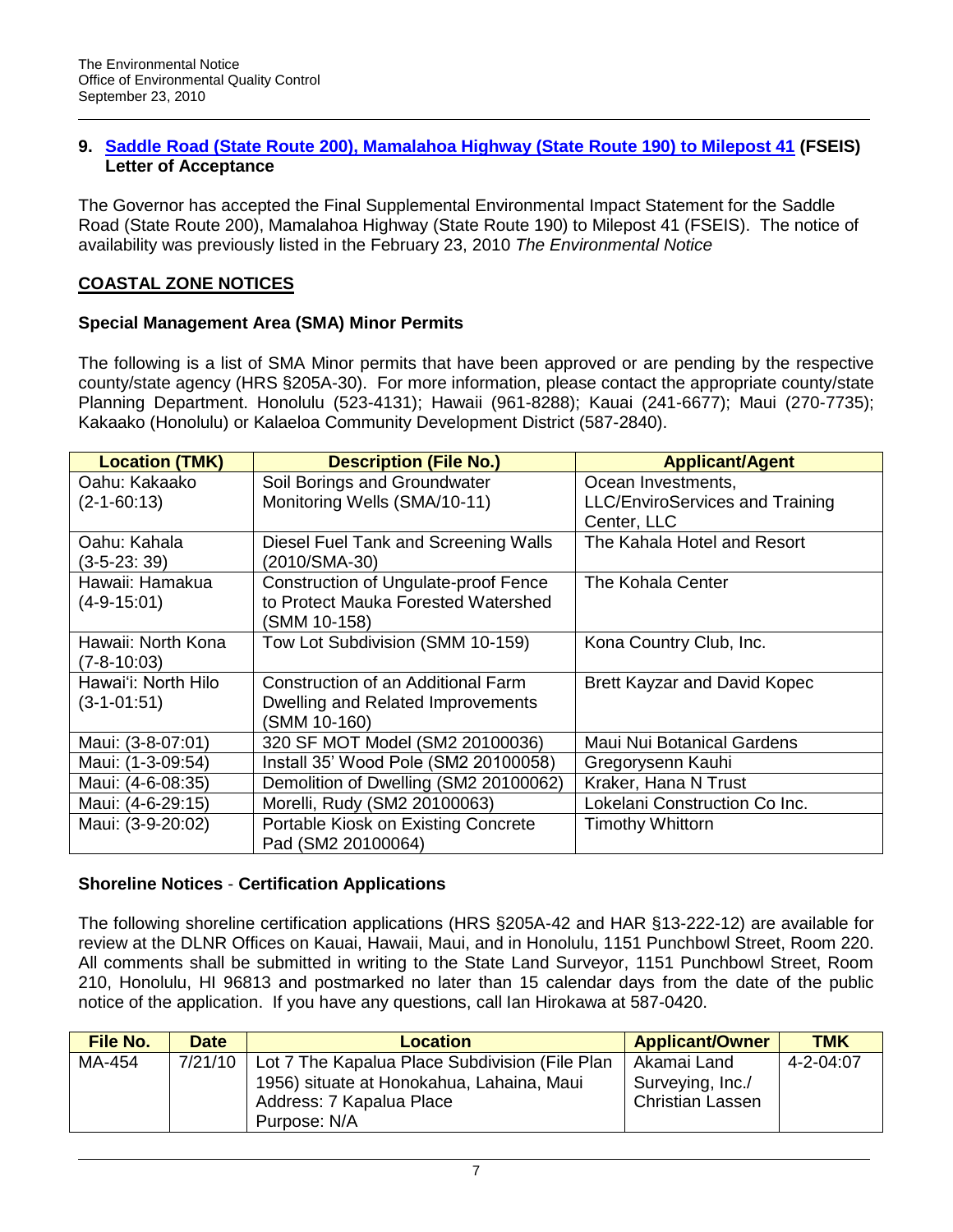## 9. [Saddle Road (State Route 200), Mamalahoa Highway (State Route 190) to Milepost 41](#) (FSEIS) Letter of Acceptance

The Governor has accepted the Final Supplemental Environmental Impact Statement for the Saddle Road (State Route 200), Mamalahoa Highway (State Route 190) to Milepost 41 (FSEIS). The notice of availability was previously listed in the February 23, 2010 *The Environmental Notice*

## COASTAL ZONE NOTICES

### Special Management Area (SMA) Minor Permits

The following is a list of SMA Minor permits that have been approved or are pending by the respective county/state agency (HRS §205A-30). For more information, please contact the appropriate county/state Planning Department. Honolulu (523-4131); Hawaii (961-8288); Kauai (241-6677); Maui (270-7735); Kakaako (Honolulu) or Kalaeloa Community Development District (587-2840).

| Location (TMK) | Description (File No.) | Applicant/Agent |
|---|---|---|
| Oahu: Kakaako (2-1-60:13) | Soil Borings and Groundwater Monitoring Wells (SMA/10-11) | Ocean Investments, LLC/EnviroServices and Training Center, LLC |
| Oahu: Kahala (3-5-23: 39) | Diesel Fuel Tank and Screening Walls (2010/SMA-30) | The Kahala Hotel and Resort |
| Hawaii: Hamakua (4-9-15:01) | Construction of Ungulate-proof Fence to Protect Mauka Forested Watershed (SMM 10-158) | The Kohala Center |
| Hawaii: North Kona (7-8-10:03) | Tow Lot Subdivision (SMM 10-159) | Kona Country Club, Inc. |
| Hawai'i: North Hilo (3-1-01:51) | Construction of an Additional Farm Dwelling and Related Improvements (SMM 10-160) | Brett Kayzar and David Kopec |
| Maui: (3-8-07:01) | 320 SF MOT Model (SM2 20100036) | Maui Nui Botanical Gardens |
| Maui: (1-3-09:54) | Install 35' Wood Pole (SM2 20100058) | Gregorysenn Kauhi |
| Maui: (4-6-08:35) | Demolition of Dwelling (SM2 20100062) | Kraker, Hana N Trust |
| Maui: (4-6-29:15) | Morelli, Rudy (SM2 20100063) | Lokelani Construction Co Inc. |
| Maui: (3-9-20:02) | Portable Kiosk on Existing Concrete Pad (SM2 20100064) | Timothy Whittorn |

### Shoreline Notices - Certification Applications

The following shoreline certification applications (HRS §205A-42 and HAR §13-222-12) are available for review at the DLNR Offices on Kauai, Hawaii, Maui, and in Honolulu, 1151 Punchbowl Street, Room 220. All comments shall be submitted in writing to the State Land Surveyor, 1151 Punchbowl Street, Room 210, Honolulu, HI 96813 and postmarked no later than 15 calendar days from the date of the public notice of the application. If you have any questions, call Ian Hirokawa at 587-0420.

| File No. | Date | Location | Applicant/Owner | TMK |
|---|---|---|---|---|
| MA-454 | 7/21/10 | Lot 7 The Kapalua Place Subdivision (File Plan 1956) situate at Honokahua, Lahaina, Maui<br>Address: 7 Kapalua Place<br>Purpose: N/A | Akamai Land Surveying, Inc./ Christian Lassen | 4-2-04:07 |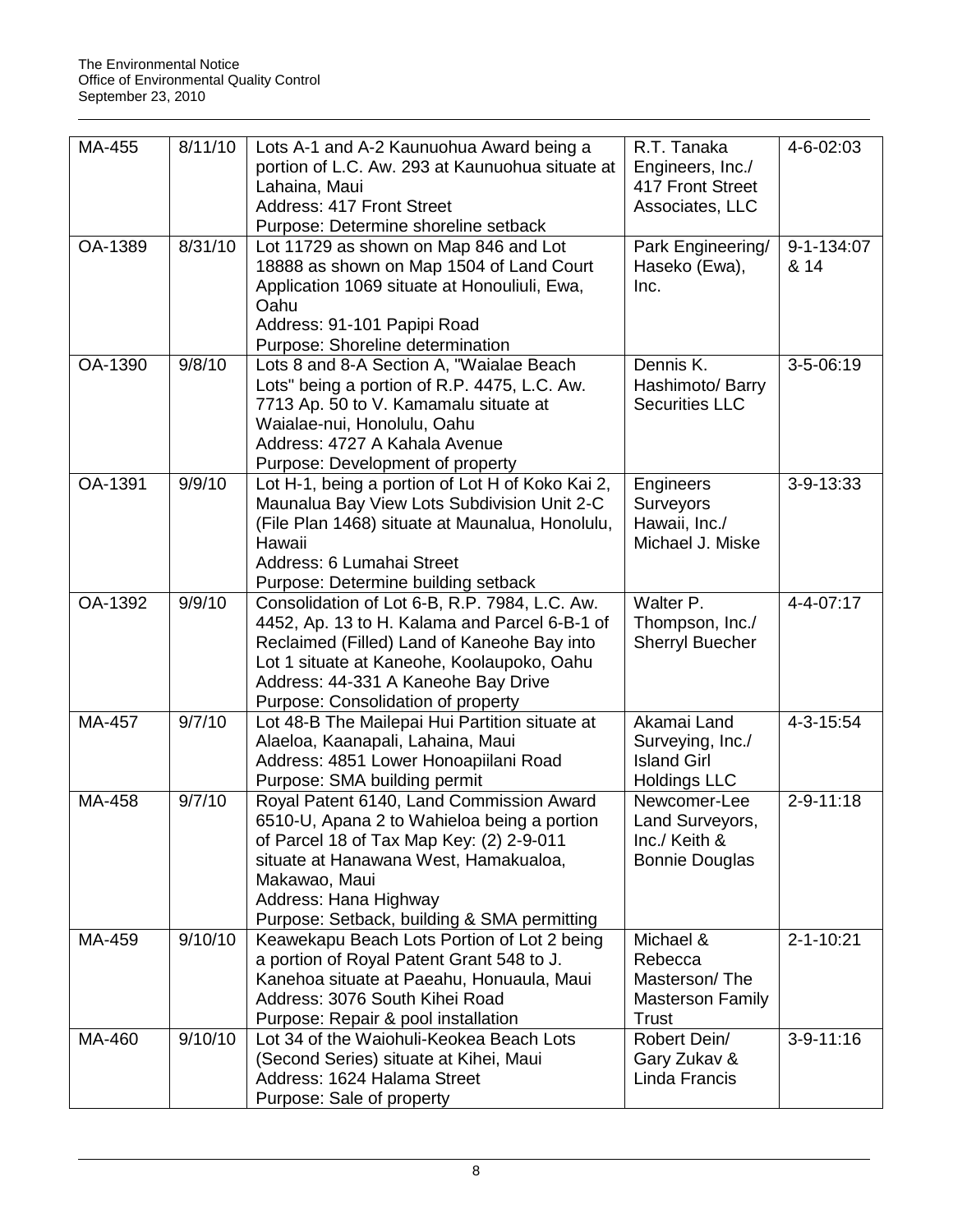| MA-455 | 8/11/10 | Lots A-1 and A-2 Kaunuohua Award being a portion of L.C. Aw. 293 at Kaunuohua situate at Lahaina, Maui<br>Address: 417 Front Street<br>Purpose: Determine shoreline setback | R.T. Tanaka Engineers, Inc./ 417 Front Street Associates, LLC | 4-6-02:03 |
|---|---|---|---|---|
| OA-1389 | 8/31/10 | Lot 11729 as shown on Map 846 and Lot 18888 as shown on Map 1504 of Land Court Application 1069 situate at Honouliuli, Ewa, Oahu<br>Address: 91-101 Papipi Road<br>Purpose: Shoreline determination | Park Engineering/ Haseko (Ewa), Inc. | 9-1-134:07 & 14 |
| OA-1390 | 9/8/10 | Lots 8 and 8-A Section A, "Waialae Beach Lots" being a portion of R.P. 4475, L.C. Aw. 7713 Ap. 50 to V. Kamamalu situate at Waialae-nui, Honolulu, Oahu<br>Address: 4727 A Kahala Avenue<br>Purpose: Development of property | Dennis K. Hashimoto/ Barry Securities LLC | 3-5-06:19 |
| OA-1391 | 9/9/10 | Lot H-1, being a portion of Lot H of Koko Kai 2, Maunalua Bay View Lots Subdivision Unit 2-C (File Plan 1468) situate at Maunalua, Honolulu, Hawaii<br>Address: 6 Lumahai Street<br>Purpose: Determine building setback | Engineers Surveyors Hawaii, Inc./ Michael J. Miske | 3-9-13:33 |
| OA-1392 | 9/9/10 | Consolidation of Lot 6-B, R.P. 7984, L.C. Aw. 4452, Ap. 13 to H. Kalama and Parcel 6-B-1 of Reclaimed (Filled) Land of Kaneohe Bay into Lot 1 situate at Kaneohe, Koolaupoko, Oahu<br>Address: 44-331 A Kaneohe Bay Drive<br>Purpose: Consolidation of property | Walter P. Thompson, Inc./ Sherryl Buecher | 4-4-07:17 |
| MA-457 | 9/7/10 | Lot 48-B The Mailepai Hui Partition situate at Alaeloa, Kaanapali, Lahaina, Maui<br>Address: 4851 Lower Honoapiilani Road<br>Purpose: SMA building permit | Akamai Land Surveying, Inc./ Island Girl Holdings LLC | 4-3-15:54 |
| MA-458 | 9/7/10 | Royal Patent 6140, Land Commission Award 6510-U, Apana 2 to Wahieloa being a portion of Parcel 18 of Tax Map Key: (2) 2-9-011 situate at Hanawana West, Hamakualoa, Makawao, Maui<br>Address: Hana Highway<br>Purpose: Setback, building & SMA permitting | Newcomer-Lee Land Surveyors, Inc./ Keith & Bonnie Douglas | 2-9-11:18 |
| MA-459 | 9/10/10 | Keawekapu Beach Lots Portion of Lot 2 being a portion of Royal Patent Grant 548 to J. Kanehoa situate at Paeahu, Honuaula, Maui<br>Address: 3076 South Kihei Road<br>Purpose: Repair & pool installation | Michael & Rebecca Masterson/ The Masterson Family Trust | 2-1-10:21 |
| MA-460 | 9/10/10 | Lot 34 of the Waiohuli-Keokea Beach Lots (Second Series) situate at Kihei, Maui<br>Address: 1624 Halama Street<br>Purpose: Sale of property | Robert Dein/ Gary Zukav & Linda Francis | 3-9-11:16 |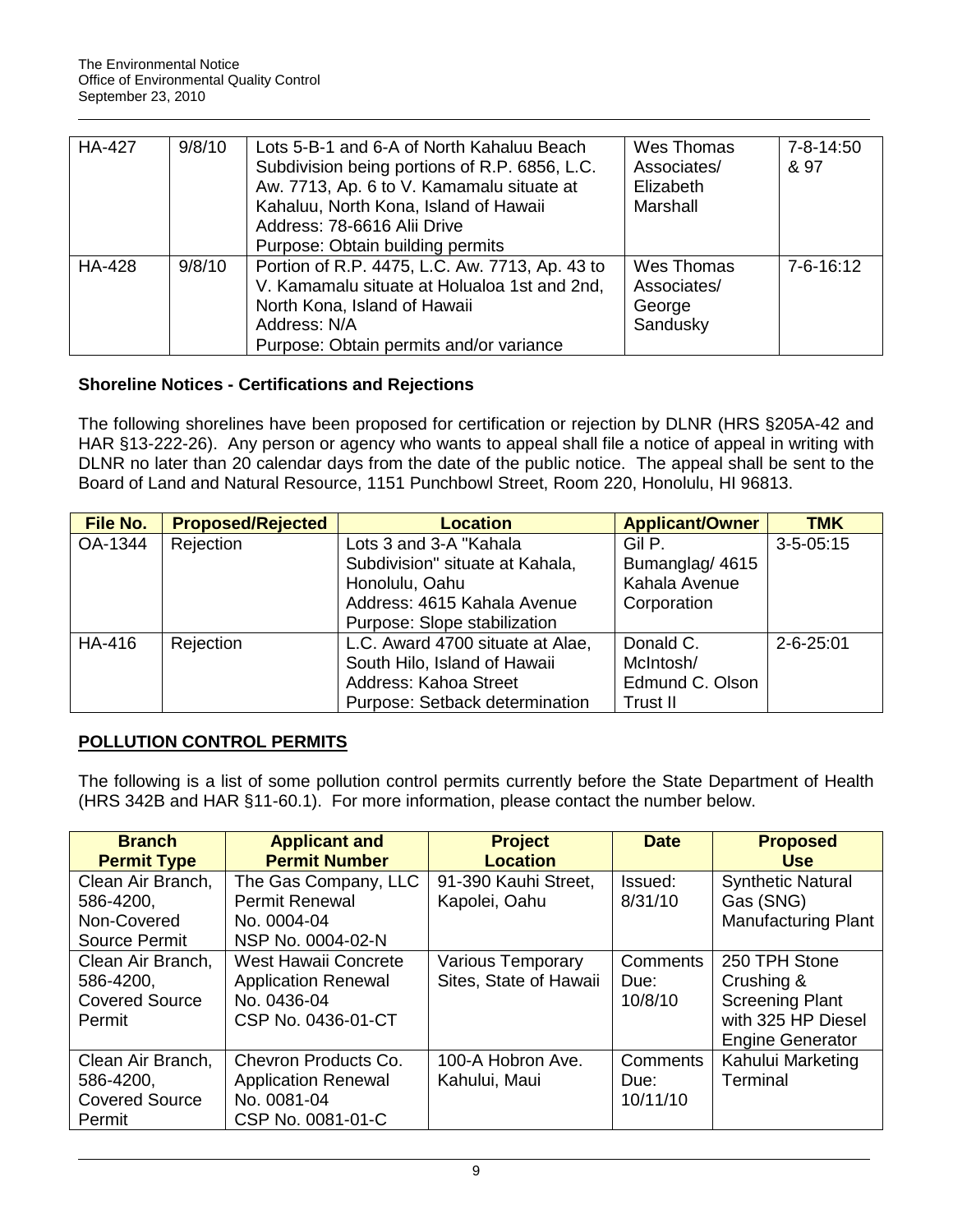| HA-427 | 9/8/10 | Lots 5-B-1 and 6-A of North Kahaluu Beach Subdivision being portions of R.P. 6856, L.C. Aw. 7713, Ap. 6 to V. Kamamalu situate at Kahaluu, North Kona, Island of Hawaii<br>Address: 78-6616 Alii Drive<br>Purpose: Obtain building permits | Wes Thomas Associates/ Elizabeth Marshall | 7-8-14:50 & 97 |
|---|---|---|---|---|
| HA-428 | 9/8/10 | Portion of R.P. 4475, L.C. Aw. 7713, Ap. 43 to V. Kamamalu situate at Holualoa 1st and 2nd, North Kona, Island of Hawaii<br>Address: N/A<br>Purpose: Obtain permits and/or variance | Wes Thomas Associates/ George Sandusky | 7-6-16:12 |

### Shoreline Notices - Certifications and Rejections

The following shorelines have been proposed for certification or rejection by DLNR (HRS §205A-42 and HAR §13-222-26). Any person or agency who wants to appeal shall file a notice of appeal in writing with DLNR no later than 20 calendar days from the date of the public notice. The appeal shall be sent to the Board of Land and Natural Resource, 1151 Punchbowl Street, Room 220, Honolulu, HI 96813.

| File No. | Proposed/Rejected | Location | Applicant/Owner | TMK |
|---|---|---|---|---|
| OA-1344 | Rejection | Lots 3 and 3-A "Kahala Subdivision" situate at Kahala, Honolulu, Oahu<br>Address: 4615 Kahala Avenue<br>Purpose: Slope stabilization | Gil P. Bumanglag/ 4615 Kahala Avenue Corporation | 3-5-05:15 |
| HA-416 | Rejection | L.C. Award 4700 situate at Alae, South Hilo, Island of Hawaii<br>Address: Kahoa Street<br>Purpose: Setback determination | Donald C. McIntosh/ Edmund C. Olson Trust II | 2-6-25:01 |

### POLLUTION CONTROL PERMITS

The following is a list of some pollution control permits currently before the State Department of Health (HRS 342B and HAR §11-60.1). For more information, please contact the number below.

| Branch Permit Type | Applicant and Permit Number | Project Location | Date | Proposed Use |
|---|---|---|---|---|
| Clean Air Branch, 586-4200, Non-Covered Source Permit | The Gas Company, LLC Permit Renewal No. 0004-04 NSP No. 0004-02-N | 91-390 Kauhi Street, Kapolei, Oahu | Issued: 8/31/10 | Synthetic Natural Gas (SNG) Manufacturing Plant |
| Clean Air Branch, 586-4200, Covered Source Permit | West Hawaii Concrete Application Renewal No. 0436-04 CSP No. 0436-01-CT | Various Temporary Sites, State of Hawaii | Comments Due: 10/8/10 | 250 TPH Stone Crushing & Screening Plant with 325 HP Diesel Engine Generator |
| Clean Air Branch, 586-4200, Covered Source Permit | Chevron Products Co. Application Renewal No. 0081-04 CSP No. 0081-01-C | 100-A Hobron Ave. Kahului, Maui | Comments Due: 10/11/10 | Kahului Marketing Terminal |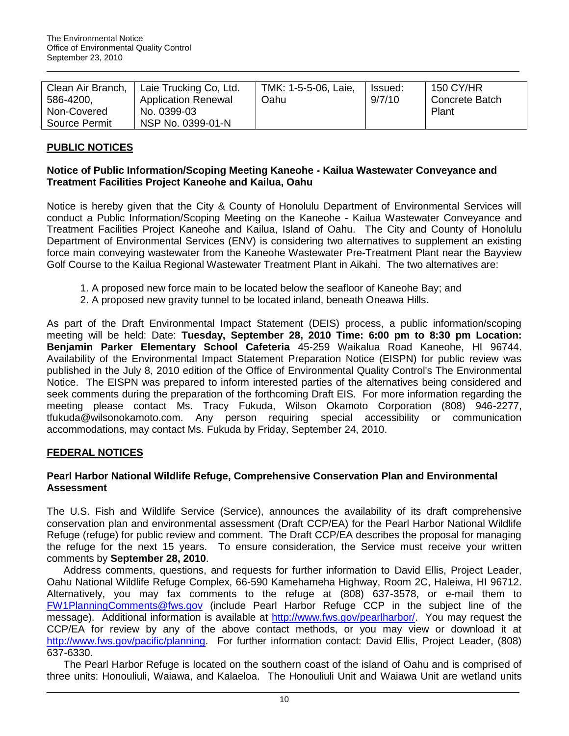| Clean Air Branch, 586-4200, Non-Covered Source Permit | Laie Trucking Co, Ltd. Application Renewal No. 0399-03 NSP No. 0399-01-N | TMK: 1-5-5-06, Laie, Oahu | Issued: 9/7/10 | 150 CY/HR Concrete Batch Plant |
|---|---|---|---|---|

## PUBLIC NOTICES

### Notice of Public Information/Scoping Meeting Kaneohe - Kailua Wastewater Conveyance and Treatment Facilities Project Kaneohe and Kailua, Oahu

Notice is hereby given that the City & County of Honolulu Department of Environmental Services will conduct a Public Information/Scoping Meeting on the Kaneohe - Kailua Wastewater Conveyance and Treatment Facilities Project Kaneohe and Kailua, Island of Oahu. The City and County of Honolulu Department of Environmental Services (ENV) is considering two alternatives to supplement an existing force main conveying wastewater from the Kaneohe Wastewater Pre-Treatment Plant near the Bayview Golf Course to the Kailua Regional Wastewater Treatment Plant in Aikahi. The two alternatives are:

1. A proposed new force main to be located below the seafloor of Kaneohe Bay; and
2. A proposed new gravity tunnel to be located inland, beneath Oneawa Hills.

As part of the Draft Environmental Impact Statement (DEIS) process, a public information/scoping meeting will be held: Date: **Tuesday, September 28, 2010 Time: 6:00 pm to 8:30 pm Location: Benjamin Parker Elementary School Cafeteria** 45-259 Waikalua Road Kaneohe, HI 96744. Availability of the Environmental Impact Statement Preparation Notice (EISPN) for public review was published in the July 8, 2010 edition of the Office of Environmental Quality Control's The Environmental Notice. The EISPN was prepared to inform interested parties of the alternatives being considered and seek comments during the preparation of the forthcoming Draft EIS. For more information regarding the meeting please contact Ms. Tracy Fukuda, Wilson Okamoto Corporation (808) 946-2277, tfukuda@wilsonokamoto.com. Any person requiring special accessibility or communication accommodations, may contact Ms. Fukuda by Friday, September 24, 2010.

## FEDERAL NOTICES

### Pearl Harbor National Wildlife Refuge, Comprehensive Conservation Plan and Environmental Assessment

The U.S. Fish and Wildlife Service (Service), announces the availability of its draft comprehensive conservation plan and environmental assessment (Draft CCP/EA) for the Pearl Harbor National Wildlife Refuge (refuge) for public review and comment. The Draft CCP/EA describes the proposal for managing the refuge for the next 15 years. To ensure consideration, the Service must receive your written comments by **September 28, 2010**.

Address comments, questions, and requests for further information to David Ellis, Project Leader, Oahu National Wildlife Refuge Complex, 66-590 Kamehameha Highway, Room 2C, Haleiwa, HI 96712. Alternatively, you may fax comments to the refuge at (808) 637-3578, or e-mail them to FW1PlanningComments@fws.gov (include Pearl Harbor Refuge CCP in the subject line of the message). Additional information is available at http://www.fws.gov/pearlharbor/. You may request the CCP/EA for review by any of the above contact methods, or you may view or download it at http://www.fws.gov/pacific/planning. For further information contact: David Ellis, Project Leader, (808) 637-6330.

The Pearl Harbor Refuge is located on the southern coast of the island of Oahu and is comprised of three units: Honouliuli, Waiawa, and Kalaeloa. The Honouliuli Unit and Waiawa Unit are wetland units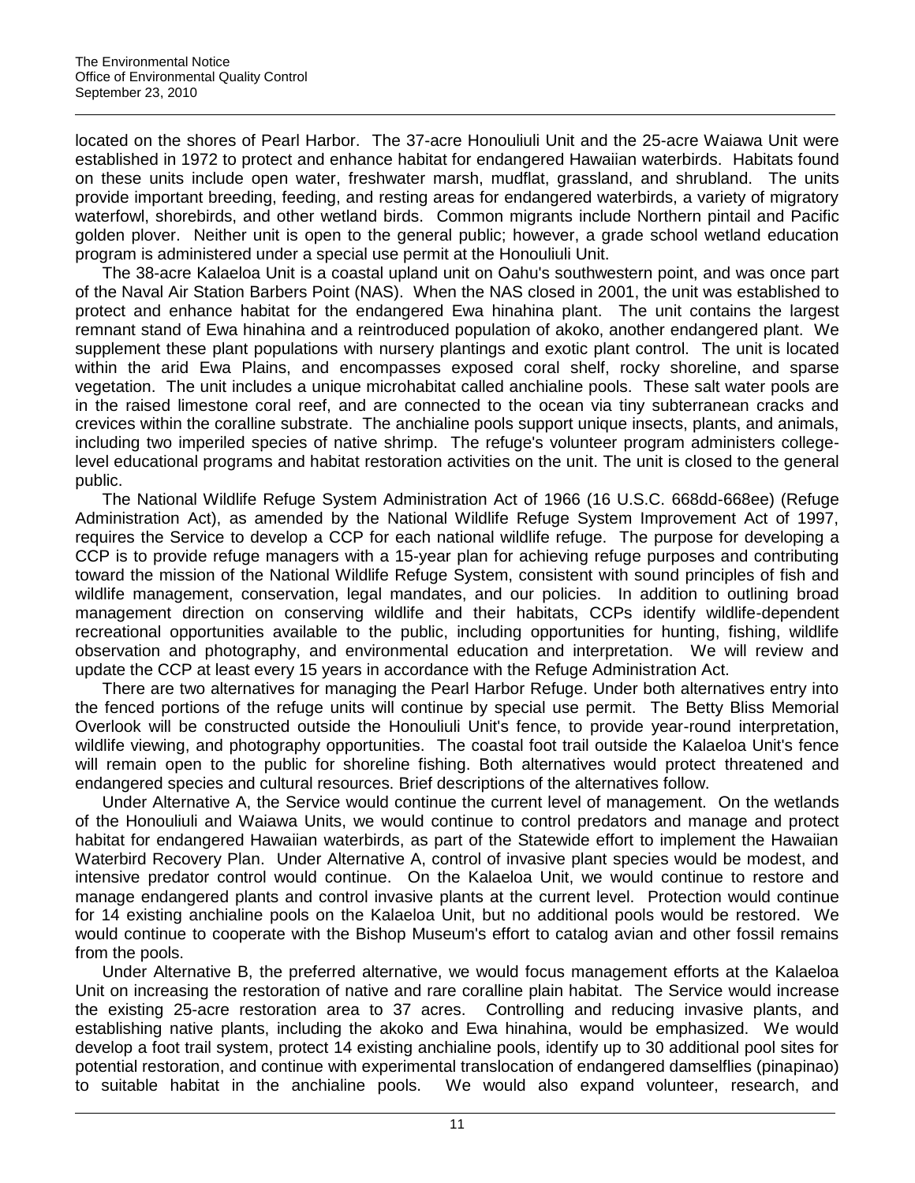located on the shores of Pearl Harbor. The 37-acre Honouliuli Unit and the 25-acre Waiawa Unit were established in 1972 to protect and enhance habitat for endangered Hawaiian waterbirds. Habitats found on these units include open water, freshwater marsh, mudflat, grassland, and shrubland. The units provide important breeding, feeding, and resting areas for endangered waterbirds, a variety of migratory waterfowl, shorebirds, and other wetland birds. Common migrants include Northern pintail and Pacific golden plover. Neither unit is open to the general public; however, a grade school wetland education program is administered under a special use permit at the Honouliuli Unit.

The 38-acre Kalaeloa Unit is a coastal upland unit on Oahu's southwestern point, and was once part of the Naval Air Station Barbers Point (NAS). When the NAS closed in 2001, the unit was established to protect and enhance habitat for the endangered Ewa hinahina plant. The unit contains the largest remnant stand of Ewa hinahina and a reintroduced population of akoko, another endangered plant. We supplement these plant populations with nursery plantings and exotic plant control. The unit is located within the arid Ewa Plains, and encompasses exposed coral shelf, rocky shoreline, and sparse vegetation. The unit includes a unique microhabitat called anchialine pools. These salt water pools are in the raised limestone coral reef, and are connected to the ocean via tiny subterranean cracks and crevices within the coralline substrate. The anchialine pools support unique insects, plants, and animals, including two imperiled species of native shrimp. The refuge's volunteer program administers college-level educational programs and habitat restoration activities on the unit. The unit is closed to the general public.

The National Wildlife Refuge System Administration Act of 1966 (16 U.S.C. 668dd-668ee) (Refuge Administration Act), as amended by the National Wildlife Refuge System Improvement Act of 1997, requires the Service to develop a CCP for each national wildlife refuge. The purpose for developing a CCP is to provide refuge managers with a 15-year plan for achieving refuge purposes and contributing toward the mission of the National Wildlife Refuge System, consistent with sound principles of fish and wildlife management, conservation, legal mandates, and our policies. In addition to outlining broad management direction on conserving wildlife and their habitats, CCPs identify wildlife-dependent recreational opportunities available to the public, including opportunities for hunting, fishing, wildlife observation and photography, and environmental education and interpretation. We will review and update the CCP at least every 15 years in accordance with the Refuge Administration Act.

There are two alternatives for managing the Pearl Harbor Refuge. Under both alternatives entry into the fenced portions of the refuge units will continue by special use permit. The Betty Bliss Memorial Overlook will be constructed outside the Honouliuli Unit's fence, to provide year-round interpretation, wildlife viewing, and photography opportunities. The coastal foot trail outside the Kalaeloa Unit's fence will remain open to the public for shoreline fishing. Both alternatives would protect threatened and endangered species and cultural resources. Brief descriptions of the alternatives follow.

Under Alternative A, the Service would continue the current level of management. On the wetlands of the Honouliuli and Waiawa Units, we would continue to control predators and manage and protect habitat for endangered Hawaiian waterbirds, as part of the Statewide effort to implement the Hawaiian Waterbird Recovery Plan. Under Alternative A, control of invasive plant species would be modest, and intensive predator control would continue. On the Kalaeloa Unit, we would continue to restore and manage endangered plants and control invasive plants at the current level. Protection would continue for 14 existing anchialine pools on the Kalaeloa Unit, but no additional pools would be restored. We would continue to cooperate with the Bishop Museum's effort to catalog avian and other fossil remains from the pools.

Under Alternative B, the preferred alternative, we would focus management efforts at the Kalaeloa Unit on increasing the restoration of native and rare coralline plain habitat. The Service would increase the existing 25-acre restoration area to 37 acres. Controlling and reducing invasive plants, and establishing native plants, including the akoko and Ewa hinahina, would be emphasized. We would develop a foot trail system, protect 14 existing anchialine pools, identify up to 30 additional pool sites for potential restoration, and continue with experimental translocation of endangered damselflies (pinapinao) to suitable habitat in the anchialine pools. We would also expand volunteer, research, and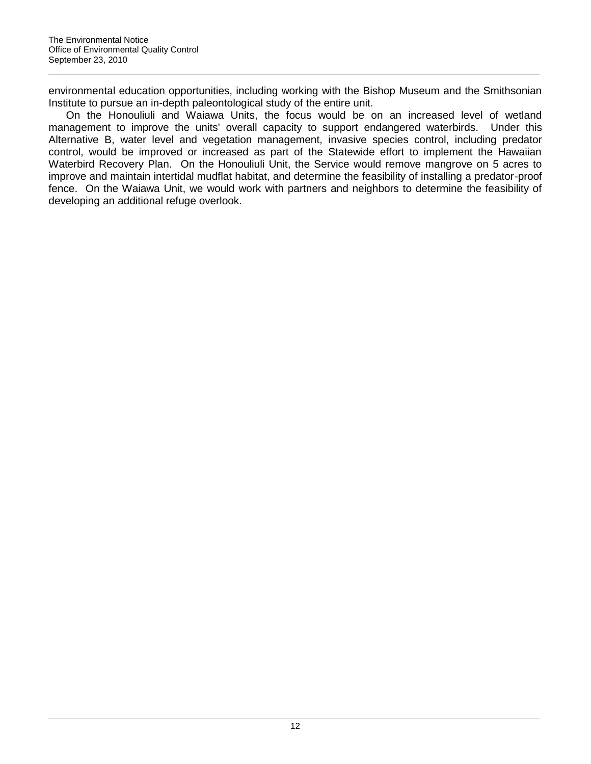environmental education opportunities, including working with the Bishop Museum and the Smithsonian Institute to pursue an in-depth paleontological study of the entire unit.

On the Honouliuli and Waiawa Units, the focus would be on an increased level of wetland management to improve the units' overall capacity to support endangered waterbirds. Under this Alternative B, water level and vegetation management, invasive species control, including predator control, would be improved or increased as part of the Statewide effort to implement the Hawaiian Waterbird Recovery Plan. On the Honouliuli Unit, the Service would remove mangrove on 5 acres to improve and maintain intertidal mudflat habitat, and determine the feasibility of installing a predator-proof fence. On the Waiawa Unit, we would work with partners and neighbors to determine the feasibility of developing an additional refuge overlook.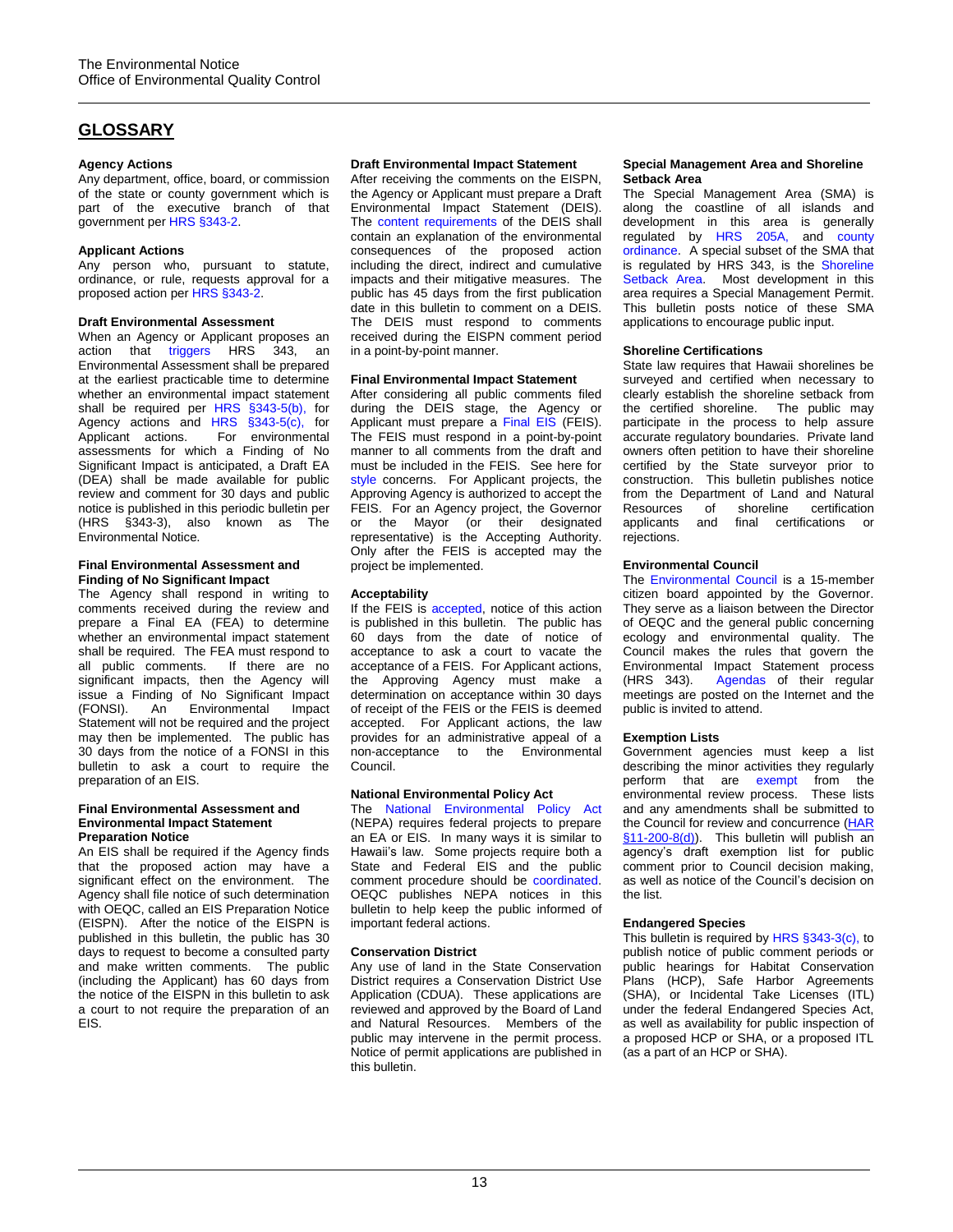## GLOSSARY

### Agency Actions

Any department, office, board, or commission of the state or county government which is part of the executive branch of that government per HRS §343-2.

### Applicant Actions

Any person who, pursuant to statute, ordinance, or rule, requests approval for a proposed action per HRS §343-2.

### Draft Environmental Assessment

When an Agency or Applicant proposes an action that triggers HRS 343, an Environmental Assessment shall be prepared at the earliest practicable time to determine whether an environmental impact statement shall be required per HRS §343-5(b), for Agency actions and HRS §343-5(c), for Applicant actions. For environmental assessments for which a Finding of No Significant Impact is anticipated, a Draft EA (DEA) shall be made available for public review and comment for 30 days and public notice is published in this periodic bulletin per (HRS §343-3), also known as The Environmental Notice.

### Final Environmental Assessment and Finding of No Significant Impact

The Agency shall respond in writing to comments received during the review and prepare a Final EA (FEA) to determine whether an environmental impact statement shall be required. The FEA must respond to all public comments. If there are no significant impacts, then the Agency will issue a Finding of No Significant Impact (FONSI). An Environmental Impact Statement will not be required and the project may then be implemented. The public has 30 days from the notice of a FONSI in this bulletin to ask a court to require the preparation of an EIS.

### Final Environmental Assessment and Environmental Impact Statement Preparation Notice

An EIS shall be required if the Agency finds that the proposed action may have a significant effect on the environment. The Agency shall file notice of such determination with OEQC, called an EIS Preparation Notice (EISPN). After the notice of the EISPN is published in this bulletin, the public has 30 days to request to become a consulted party and make written comments. The public (including the Applicant) has 60 days from the notice of the EISPN in this bulletin to ask a court to not require the preparation of an EIS.

### Draft Environmental Impact Statement

After receiving the comments on the EISPN, the Agency or Applicant must prepare a Draft Environmental Impact Statement (DEIS). The content requirements of the DEIS shall contain an explanation of the environmental consequences of the proposed action including the direct, indirect and cumulative impacts and their mitigative measures. The public has 45 days from the first publication date in this bulletin to comment on a DEIS. The DEIS must respond to comments received during the EISPN comment period in a point-by-point manner.

### Final Environmental Impact Statement

After considering all public comments filed during the DEIS stage, the Agency or Applicant must prepare a Final EIS (FEIS). The FEIS must respond in a point-by-point manner to all comments from the draft and must be included in the FEIS. See here for style concerns. For Applicant projects, the Approving Agency is authorized to accept the FEIS. For an Agency project, the Governor or the Mayor (or their designated representative) is the Accepting Authority. Only after the FEIS is accepted may the project be implemented.

### Acceptability

If the FEIS is accepted, notice of this action is published in this bulletin. The public has 60 days from the date of notice of acceptance to ask a court to vacate the acceptance of a FEIS. For Applicant actions, the Approving Agency must make a determination on acceptance within 30 days of receipt of the FEIS or the FEIS is deemed accepted. For Applicant actions, the law provides for an administrative appeal of a non-acceptance to the Environmental Council.

### National Environmental Policy Act

The National Environmental Policy Act (NEPA) requires federal projects to prepare an EA or EIS. In many ways it is similar to Hawaii's law. Some projects require both a State and Federal EIS and the public comment procedure should be coordinated. OEQC publishes NEPA notices in this bulletin to help keep the public informed of important federal actions.

### Conservation District

Any use of land in the State Conservation District requires a Conservation District Use Application (CDUA). These applications are reviewed and approved by the Board of Land and Natural Resources. Members of the public may intervene in the permit process. Notice of permit applications are published in this bulletin.

### Special Management Area and Shoreline Setback Area

The Special Management Area (SMA) is along the coastline of all islands and development in this area is generally regulated by HRS 205A, and county ordinance. A special subset of the SMA that is regulated by HRS 343, is the Shoreline Setback Area. Most development in this area requires a Special Management Permit. This bulletin posts notice of these SMA applications to encourage public input.

### Shoreline Certifications

State law requires that Hawaii shorelines be surveyed and certified when necessary to clearly establish the shoreline setback from the certified shoreline. The public may participate in the process to help assure accurate regulatory boundaries. Private land owners often petition to have their shoreline certified by the State surveyor prior to construction. This bulletin publishes notice from the Department of Land and Natural Resources of shoreline certification applicants and final certifications or rejections.

### Environmental Council

The Environmental Council is a 15-member citizen board appointed by the Governor. They serve as a liaison between the Director of OEQC and the general public concerning ecology and environmental quality. The Council makes the rules that govern the Environmental Impact Statement process (HRS 343). Agendas of their regular meetings are posted on the Internet and the public is invited to attend.

### Exemption Lists

Government agencies must keep a list describing the minor activities they regularly perform that are exempt from the environmental review process. These lists and any amendments shall be submitted to the Council for review and concurrence (HAR §11-200-8(d)). This bulletin will publish an agency's draft exemption list for public comment prior to Council decision making, as well as notice of the Council's decision on the list.

### Endangered Species

This bulletin is required by HRS §343-3(c), to publish notice of public comment periods or public hearings for Habitat Conservation Plans (HCP), Safe Harbor Agreements (SHA), or Incidental Take Licenses (ITL) under the federal Endangered Species Act, as well as availability for public inspection of a proposed HCP or SHA, or a proposed ITL (as a part of an HCP or SHA).